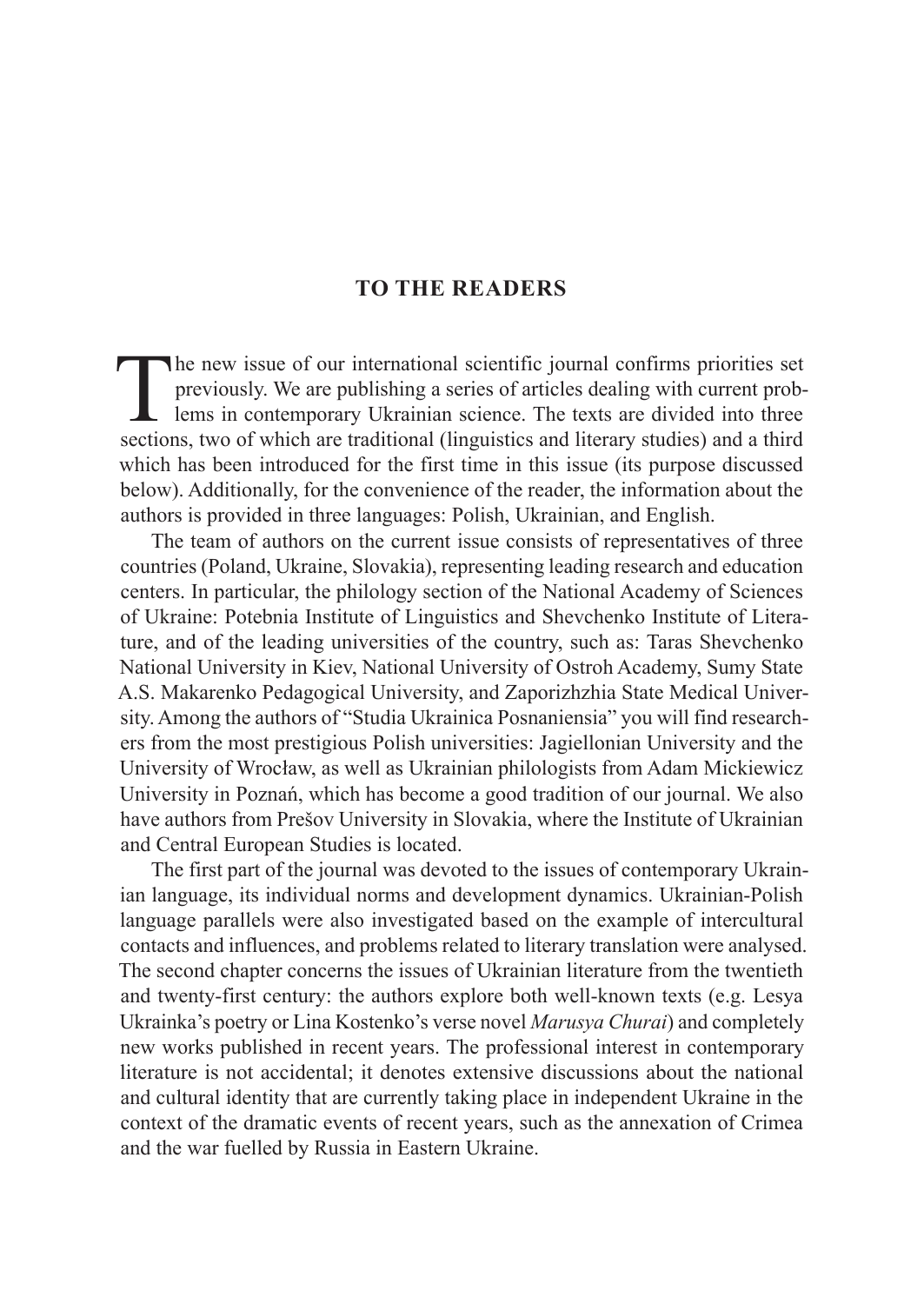## TO THE READERS

The new issue of our international scientific journal confirms priorities set previously. We are publishing a series of articles dealing with current problems in contemporary Ukrainian science. The texts are divided into three sections, two of which are traditional (linguistics and literary studies) and a third which has been introduced for the first time in this issue (its purpose discussed below). Additionally, for the convenience of the reader, the information about the authors is provided in three languages: Polish, Ukrainian, and English.

The team of authors on the current issue consists of representatives of three countries (Poland, Ukraine, Slovakia), representing leading research and education centers. In particular, the philology section of the National Academy of Sciences of Ukraine: Potebnia Institute of Linguistics and Shevchenko Institute of Literature, and of the leading universities of the country, such as: Taras Shevchenko National University in Kiev, National University of Ostroh Academy, Sumy State A.S. Makarenko Pedagogical University, and Zaporizhzhia State Medical University. Among the authors of "Studia Ukrainica Posnaniensia" you will find researchers from the most prestigious Polish universities: Jagiellonian University and the University of Wrocław, as well as Ukrainian philologists from Adam Mickiewicz University in Poznań, which has become a good tradition of our journal. We also have authors from Prešov University in Slovakia, where the Institute of Ukrainian and Central European Studies is located.

The first part of the journal was devoted to the issues of contemporary Ukrainian language, its individual norms and development dynamics. Ukrainian-Polish language parallels were also investigated based on the example of intercultural contacts and influences, and problems related to literary translation were analysed. The second chapter concerns the issues of Ukrainian literature from the twentieth and twenty-first century: the authors explore both well-known texts (e.g. Lesya Ukrainka's poetry or Lina Kostenko's verse novel *Marusya Churai*) and completely new works published in recent years. The professional interest in contemporary literature is not accidental; it denotes extensive discussions about the national and cultural identity that are currently taking place in independent Ukraine in the context of the dramatic events of recent years, such as the annexation of Crimea and the war fuelled by Russia in Eastern Ukraine.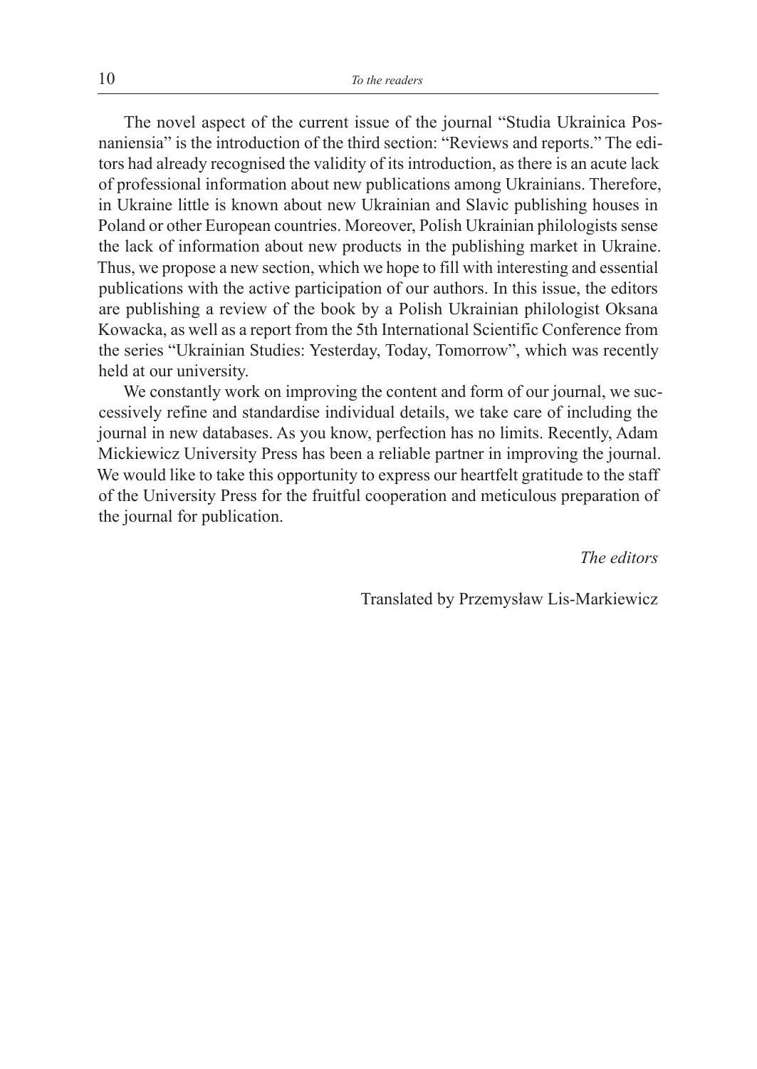The novel aspect of the current issue of the journal “Studia Ukrainica Posnaniensia” is the introduction of the third section: “Reviews and reports.” The editors had already recognised the validity of its introduction, as there is an acute lack of professional information about new publications among Ukrainians. Therefore, in Ukraine little is known about new Ukrainian and Slavic publishing houses in Poland or other European countries. Moreover, Polish Ukrainian philologists sense the lack of information about new products in the publishing market in Ukraine. Thus, we propose a new section, which we hope to fill with interesting and essential publications with the active participation of our authors. In this issue, the editors are publishing a review of the book by a Polish Ukrainian philologist Oksana Kowacka, as well as a report from the 5th International Scientific Conference from the series “Ukrainian Studies: Yesterday, Today, Tomorrow”, which was recently held at our university.

We constantly work on improving the content and form of our journal, we successively refine and standardise individual details, we take care of including the journal in new databases. As you know, perfection has no limits. Recently, Adam Mickiewicz University Press has been a reliable partner in improving the journal. We would like to take this opportunity to express our heartfelt gratitude to the staff of the University Press for the fruitful cooperation and meticulous preparation of the journal for publication.

*The editors*

Translated by Przemysław Lis-Markiewicz